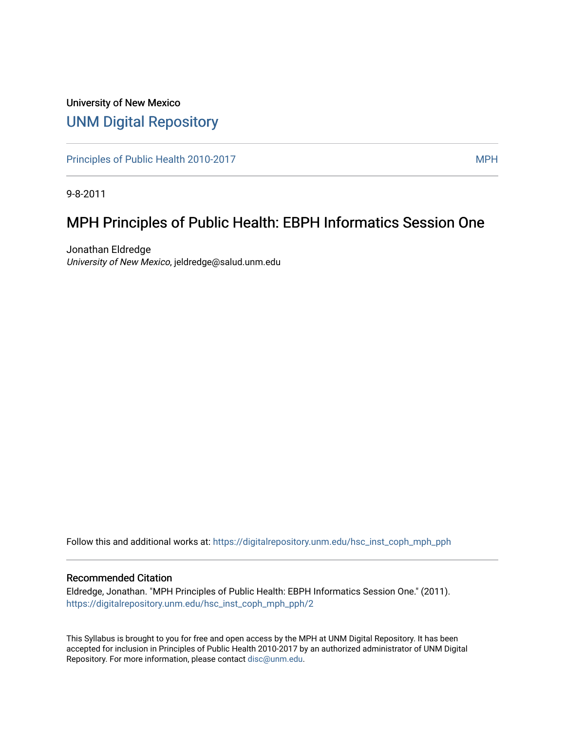University of New Mexico

# UNM Digital Repository

Principles of Public Health 2010-2017 | MPH

9-8-2011

## MPH Principles of Public Health: EBPH Informatics Session One

Jonathan Eldredge
*University of New Mexico*, jeldredge@salud.unm.edu

Follow this and additional works at: https://digitalrepository.unm.edu/hsc_inst_coph_mph_pph

### Recommended Citation

Eldredge, Jonathan. "MPH Principles of Public Health: EBPH Informatics Session One." (2011). https://digitalrepository.unm.edu/hsc_inst_coph_mph_pph/2

This Syllabus is brought to you for free and open access by the MPH at UNM Digital Repository. It has been accepted for inclusion in Principles of Public Health 2010-2017 by an authorized administrator of UNM Digital Repository. For more information, please contact disc@unm.edu.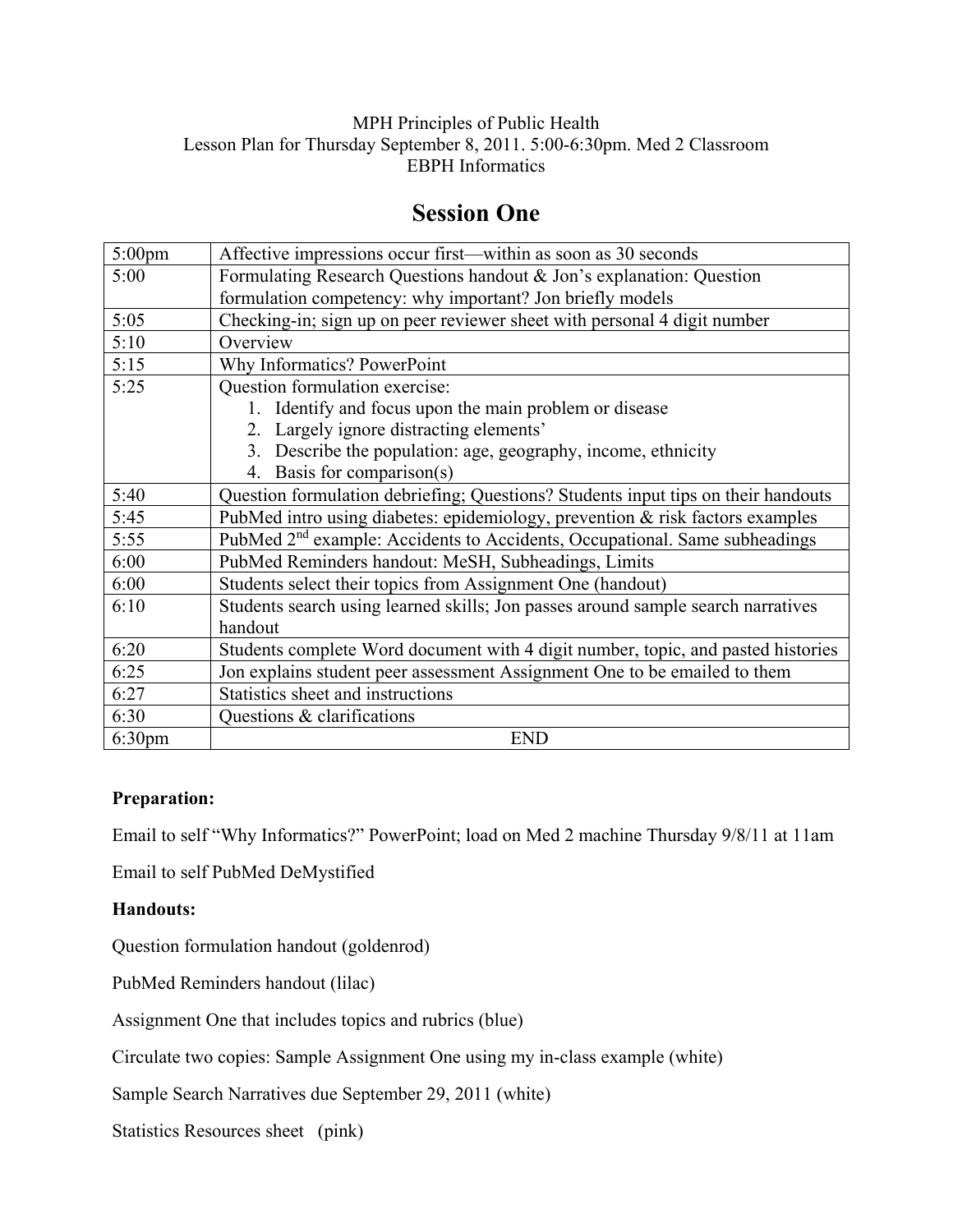MPH Principles of Public Health
Lesson Plan for Thursday September 8, 2011. 5:00-6:30pm. Med 2 Classroom
EBPH Informatics

# Session One

| Time | Activity |
| --- | --- |
| 5:00pm | Affective impressions occur first—within as soon as 30 seconds |
| 5:00 | Formulating Research Questions handout & Jon's explanation: Question formulation competency: why important? Jon briefly models |
| 5:05 | Checking-in; sign up on peer reviewer sheet with personal 4 digit number |
| 5:10 | Overview |
| 5:15 | Why Informatics? PowerPoint |
| 5:25 | Question formulation exercise: 1. Identify and focus upon the main problem or disease 2. Largely ignore distracting elements' 3. Describe the population: age, geography, income, ethnicity 4. Basis for comparison(s) |
| 5:40 | Question formulation debriefing; Questions? Students input tips on their handouts |
| 5:45 | PubMed intro using diabetes: epidemiology, prevention & risk factors examples |
| 5:55 | PubMed 2nd example: Accidents to Accidents, Occupational. Same subheadings |
| 6:00 | PubMed Reminders handout: MeSH, Subheadings, Limits |
| 6:00 | Students select their topics from Assignment One (handout) |
| 6:10 | Students search using learned skills; Jon passes around sample search narratives handout |
| 6:20 | Students complete Word document with 4 digit number, topic, and pasted histories |
| 6:25 | Jon explains student peer assessment Assignment One to be emailed to them |
| 6:27 | Statistics sheet and instructions |
| 6:30 | Questions & clarifications |
| 6:30pm | END |

**Preparation:**

Email to self "Why Informatics?" PowerPoint; load on Med 2 machine Thursday 9/8/11 at 11am

Email to self PubMed DeMystified

**Handouts:**

Question formulation handout (goldenrod)

PubMed Reminders handout (lilac)

Assignment One that includes topics and rubrics (blue)

Circulate two copies: Sample Assignment One using my in-class example (white)

Sample Search Narratives due September 29, 2011 (white)

Statistics Resources sheet (pink)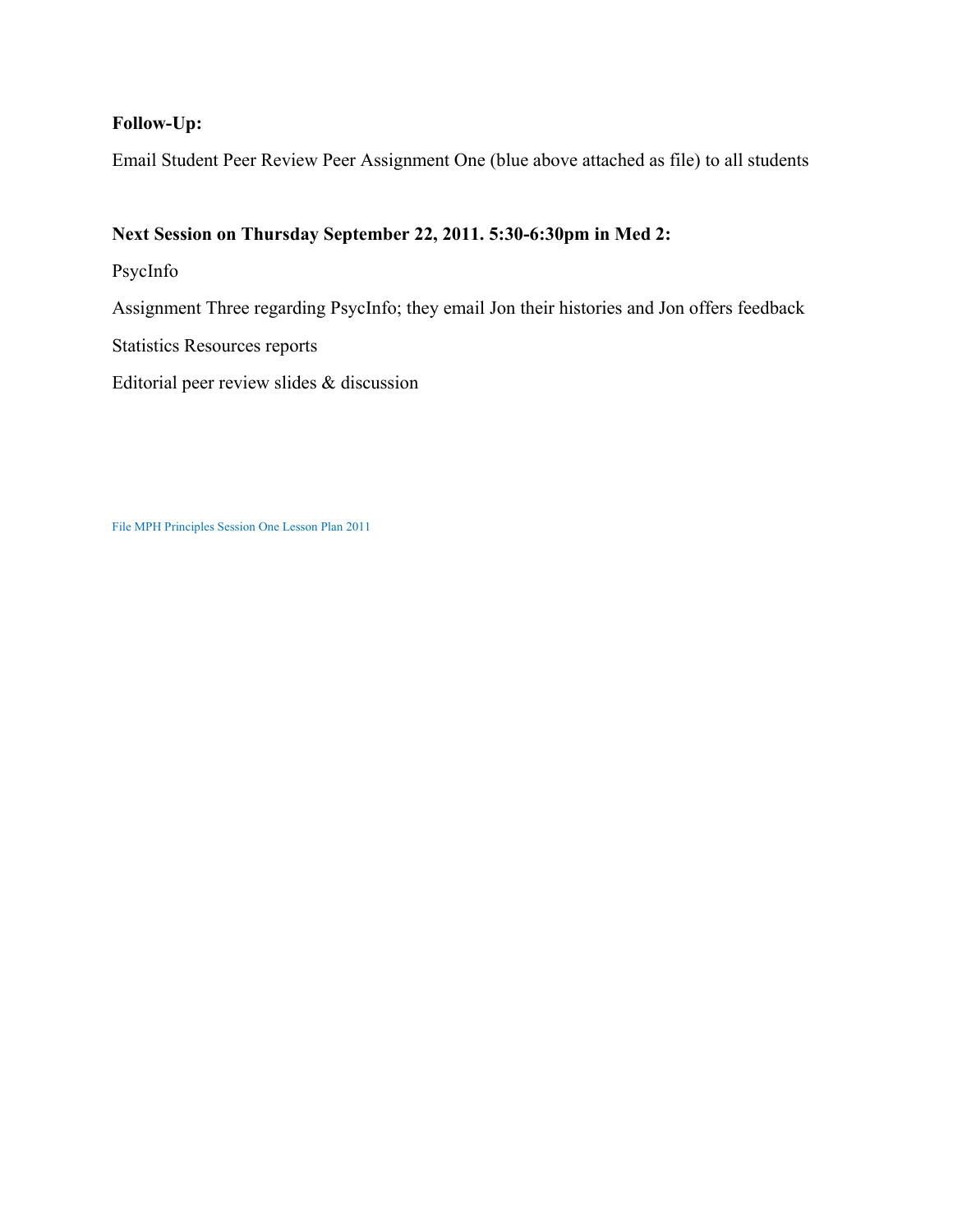**Follow-Up:**

Email Student Peer Review Peer Assignment One (blue above attached as file) to all students

**Next Session on Thursday September 22, 2011. 5:30-6:30pm in Med 2:**

PsycInfo

Assignment Three regarding PsycInfo; they email Jon their histories and Jon offers feedback

Statistics Resources reports

Editorial peer review slides & discussion

File MPH Principles Session One Lesson Plan 2011